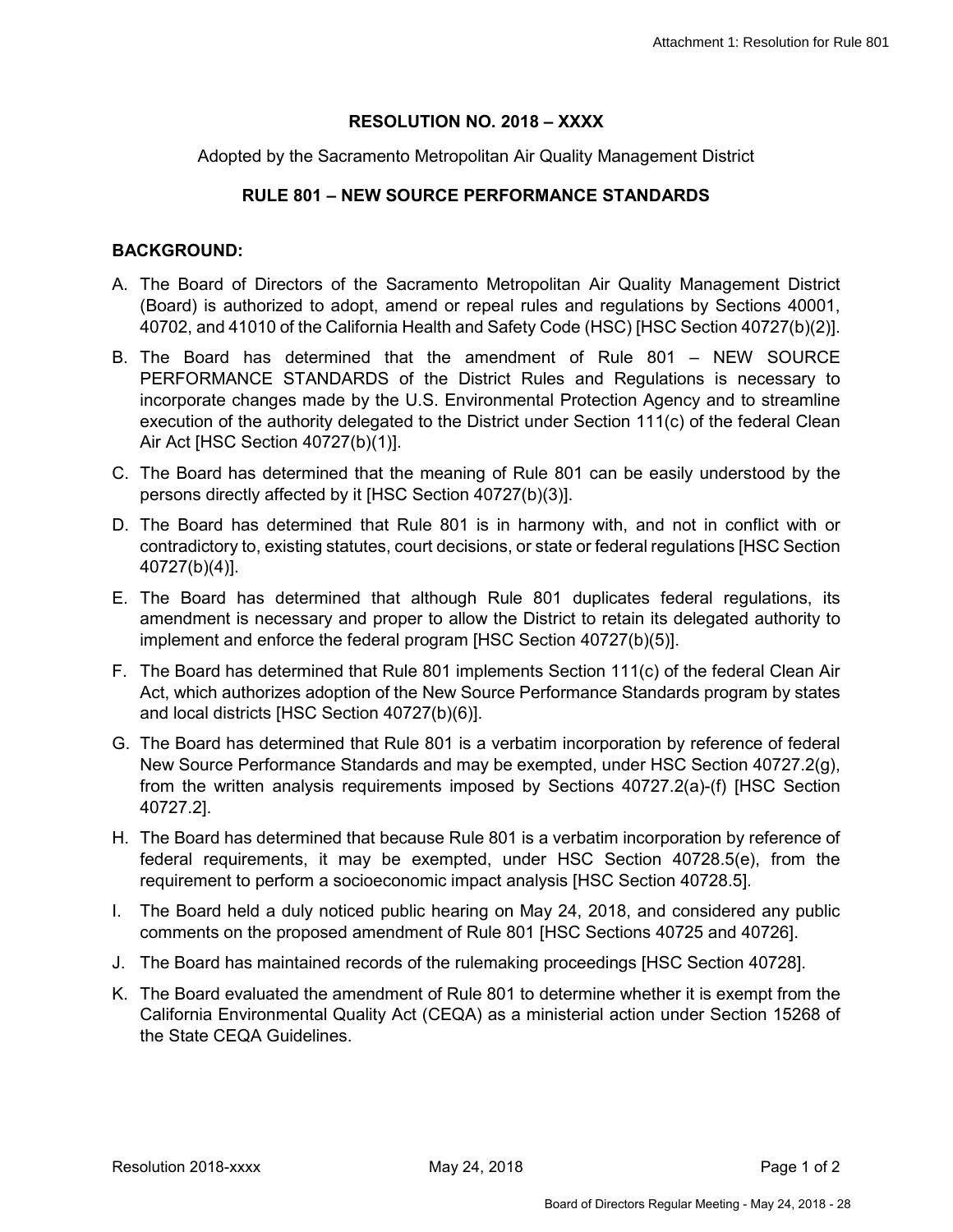# RESOLUTION NO. 2018 – XXXX

Adopted by the Sacramento Metropolitan Air Quality Management District

## RULE 801 – NEW SOURCE PERFORMANCE STANDARDS

### BACKGROUND:

A. The Board of Directors of the Sacramento Metropolitan Air Quality Management District (Board) is authorized to adopt, amend or repeal rules and regulations by Sections 40001, 40702, and 41010 of the California Health and Safety Code (HSC) [HSC Section 40727(b)(2)].

B. The Board has determined that the amendment of Rule 801 – NEW SOURCE PERFORMANCE STANDARDS of the District Rules and Regulations is necessary to incorporate changes made by the U.S. Environmental Protection Agency and to streamline execution of the authority delegated to the District under Section 111(c) of the federal Clean Air Act [HSC Section 40727(b)(1)].

C. The Board has determined that the meaning of Rule 801 can be easily understood by the persons directly affected by it [HSC Section 40727(b)(3)].

D. The Board has determined that Rule 801 is in harmony with, and not in conflict with or contradictory to, existing statutes, court decisions, or state or federal regulations [HSC Section 40727(b)(4)].

E. The Board has determined that although Rule 801 duplicates federal regulations, its amendment is necessary and proper to allow the District to retain its delegated authority to implement and enforce the federal program [HSC Section 40727(b)(5)].

F. The Board has determined that Rule 801 implements Section 111(c) of the federal Clean Air Act, which authorizes adoption of the New Source Performance Standards program by states and local districts [HSC Section 40727(b)(6)].

G. The Board has determined that Rule 801 is a verbatim incorporation by reference of federal New Source Performance Standards and may be exempted, under HSC Section 40727.2(g), from the written analysis requirements imposed by Sections 40727.2(a)-(f) [HSC Section 40727.2].

H. The Board has determined that because Rule 801 is a verbatim incorporation by reference of federal requirements, it may be exempted, under HSC Section 40728.5(e), from the requirement to perform a socioeconomic impact analysis [HSC Section 40728.5].

I. The Board held a duly noticed public hearing on May 24, 2018, and considered any public comments on the proposed amendment of Rule 801 [HSC Sections 40725 and 40726].

J. The Board has maintained records of the rulemaking proceedings [HSC Section 40728].

K. The Board evaluated the amendment of Rule 801 to determine whether it is exempt from the California Environmental Quality Act (CEQA) as a ministerial action under Section 15268 of the State CEQA Guidelines.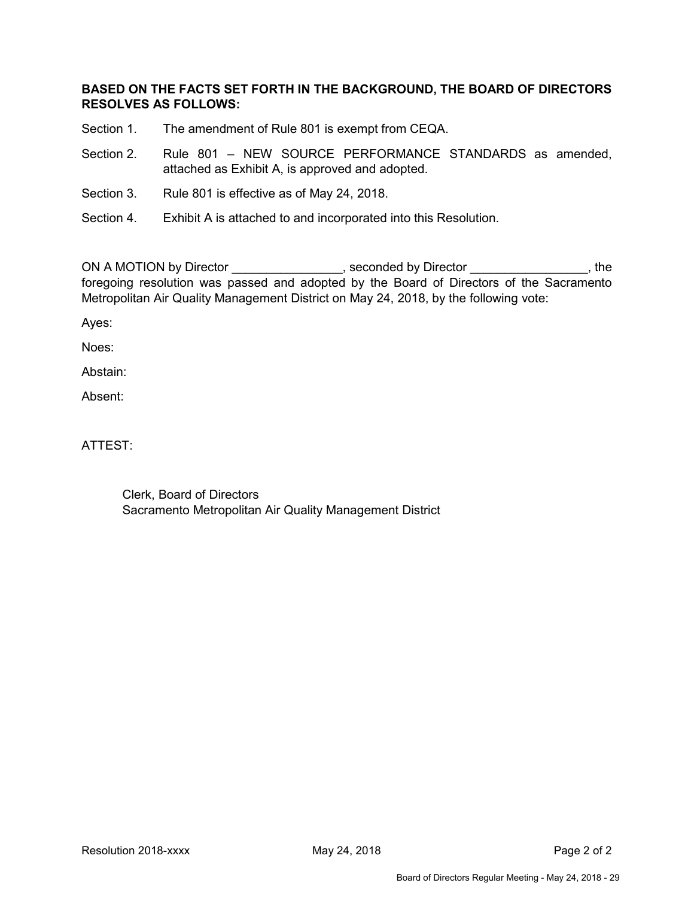**BASED ON THE FACTS SET FORTH IN THE BACKGROUND, THE BOARD OF DIRECTORS RESOLVES AS FOLLOWS:**

Section 1. The amendment of Rule 801 is exempt from CEQA.

Section 2. Rule 801 – NEW SOURCE PERFORMANCE STANDARDS as amended, attached as Exhibit A, is approved and adopted.

Section 3. Rule 801 is effective as of May 24, 2018.

Section 4. Exhibit A is attached to and incorporated into this Resolution.

ON A MOTION by Director ________________, seconded by Director _________________, the foregoing resolution was passed and adopted by the Board of Directors of the Sacramento Metropolitan Air Quality Management District on May 24, 2018, by the following vote:

Ayes:

Noes:

Abstain:

Absent:

ATTEST:

Clerk, Board of Directors
Sacramento Metropolitan Air Quality Management District